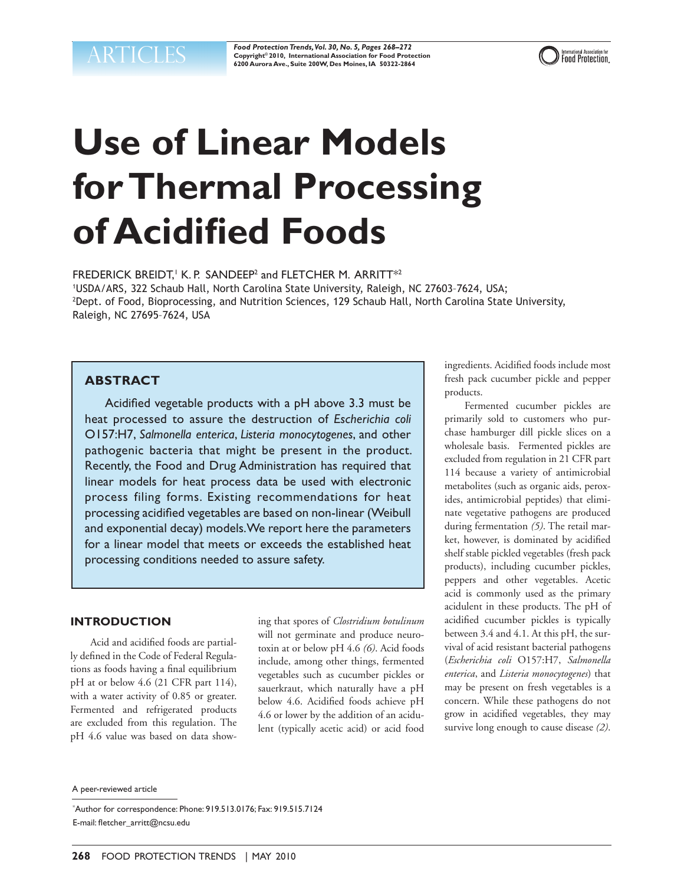# Use of Linear Models for Thermal Processing of Acidified Foods

FREDERICK BREIDT,[1] K. P. SANDEEP[2] and FLETCHER M. ARRITT*[2]

[1]USDA/ARS, 322 Schaub Hall, North Carolina State University, Raleigh, NC 27603–7624, USA;
[2]Dept. of Food, Bioprocessing, and Nutrition Sciences, 129 Schaub Hall, North Carolina State University, Raleigh, NC 27695–7624, USA

## ABSTRACT

Acidified vegetable products with a pH above 3.3 must be heat processed to assure the destruction of *Escherichia coli* O157:H7, *Salmonella enterica*, *Listeria monocytogenes*, and other pathogenic bacteria that might be present in the product. Recently, the Food and Drug Administration has required that linear models for heat process data be used with electronic process filing forms. Existing recommendations for heat processing acidified vegetables are based on non-linear (Weibull and exponential decay) models. We report here the parameters for a linear model that meets or exceeds the established heat processing conditions needed to assure safety.

## INTRODUCTION

Acid and acidified foods are partially defined in the Code of Federal Regulations as foods having a final equilibrium pH at or below 4.6 (21 CFR part 114), with a water activity of 0.85 or greater. Fermented and refrigerated products are excluded from this regulation. The pH 4.6 value was based on data showing that spores of *Clostridium botulinum* will not germinate and produce neurotoxin at or below pH 4.6 *(6)*. Acid foods include, among other things, fermented vegetables such as cucumber pickles or sauerkraut, which naturally have a pH below 4.6. Acidified foods achieve pH 4.6 or lower by the addition of an acidulent (typically acetic acid) or acid food ingredients. Acidified foods include most fresh pack cucumber pickle and pepper products.

Fermented cucumber pickles are primarily sold to customers who purchase hamburger dill pickle slices on a wholesale basis. Fermented pickles are excluded from regulation in 21 CFR part 114 because a variety of antimicrobial metabolites (such as organic aids, peroxides, antimicrobial peptides) that eliminate vegetative pathogens are produced during fermentation *(5)*. The retail market, however, is dominated by acidified shelf stable pickled vegetables (fresh pack products), including cucumber pickles, peppers and other vegetables. Acetic acid is commonly used as the primary acidulent in these products. The pH of acidified cucumber pickles is typically between 3.4 and 4.1. At this pH, the survival of acid resistant bacterial pathogens (*Escherichia coli* O157:H7, *Salmonella enterica*, and *Listeria monocytogenes*) that may be present on fresh vegetables is a concern. While these pathogens do not grow in acidified vegetables, they may survive long enough to cause disease *(2)*.

A peer-reviewed article

*Author for correspondence: Phone: 919.513.0176; Fax: 919.515.7124
E-mail: fletcher_arritt@ncsu.edu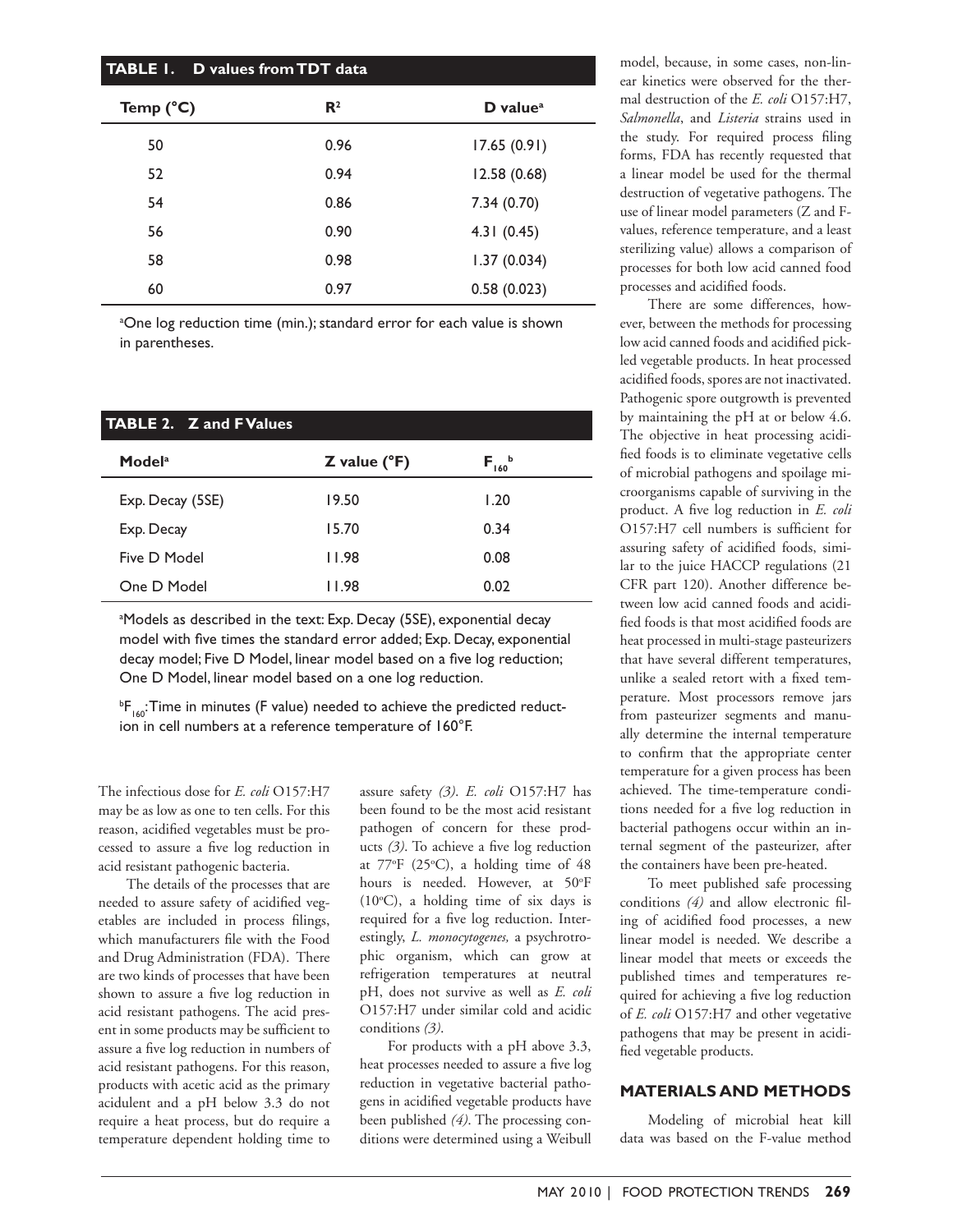**TABLE 1. D values from TDT data**

| Temp (°C) | $R^2$ | D value[a] |
|---|---|---|
| 50 | 0.96 | 17.65 (0.91) |
| 52 | 0.94 | 12.58 (0.68) |
| 54 | 0.86 | 7.34 (0.70) |
| 56 | 0.90 | 4.31 (0.45) |
| 58 | 0.98 | 1.37 (0.034) |
| 60 | 0.97 | 0.58 (0.023) |

[a]One log reduction time (min.); standard error for each value is shown in parentheses.

**TABLE 2. Z and F Values**

| Model[a] | Z value (°F) | $F_{160}$[b] |
|---|---|---|
| Exp. Decay (5SE) | 19.50 | 1.20 |
| Exp. Decay | 15.70 | 0.34 |
| Five D Model | 11.98 | 0.08 |
| One D Model | 11.98 | 0.02 |

[a]Models as described in the text: Exp. Decay (5SE), exponential decay model with five times the standard error added; Exp. Decay, exponential decay model; Five D Model, linear model based on a five log reduction; One D Model, linear model based on a one log reduction.

[b]$F_{160}$: Time in minutes (F value) needed to achieve the predicted reduction in cell numbers at a reference temperature of 160°F.

The infectious dose for *E. coli* O157:H7 may be as low as one to ten cells. For this reason, acidified vegetables must be processed to assure a five log reduction in acid resistant pathogenic bacteria.

The details of the processes that are needed to assure safety of acidified vegetables are included in process filings, which manufacturers file with the Food and Drug Administration (FDA). There are two kinds of processes that have been shown to assure a five log reduction in acid resistant pathogens. The acid present in some products may be sufficient to assure a five log reduction in numbers of acid resistant pathogens. For this reason, products with acetic acid as the primary acidulent and a pH below 3.3 do not require a heat process, but do require a temperature dependent holding time to assure safety *(3)*. *E. coli* O157:H7 has been found to be the most acid resistant pathogen of concern for these products *(3)*. To achieve a five log reduction at 77°F (25°C), a holding time of 48 hours is needed. However, at 50°F (10°C), a holding time of six days is required for a five log reduction. Interestingly, *L. monocytogenes,* a psychrotrophic organism, which can grow at refrigeration temperatures at neutral pH, does not survive as well as *E. coli* O157:H7 under similar cold and acidic conditions *(3)*.

For products with a pH above 3.3, heat processes needed to assure a five log reduction in vegetative bacterial pathogens in acidified vegetable products have been published *(4)*. The processing conditions were determined using a Weibull model, because, in some cases, non-linear kinetics were observed for the thermal destruction of the *E. coli* O157:H7, *Salmonella*, and *Listeria* strains used in the study. For required process filing forms, FDA has recently requested that a linear model be used for the thermal destruction of vegetative pathogens. The use of linear model parameters (Z and F-values, reference temperature, and a least sterilizing value) allows a comparison of processes for both low acid canned food processes and acidified foods.

There are some differences, however, between the methods for processing low acid canned foods and acidified pickled vegetable products. In heat processed acidified foods, spores are not inactivated. Pathogenic spore outgrowth is prevented by maintaining the pH at or below 4.6. The objective in heat processing acidified foods is to eliminate vegetative cells of microbial pathogens and spoilage microorganisms capable of surviving in the product. A five log reduction in *E. coli* O157:H7 cell numbers is sufficient for assuring safety of acidified foods, similar to the juice HACCP regulations (21 CFR part 120). Another difference between low acid canned foods and acidified foods is that most acidified foods are heat processed in multi-stage pasteurizers that have several different temperatures, unlike a sealed retort with a fixed temperature. Most processors remove jars from pasteurizer segments and manually determine the internal temperature to confirm that the appropriate center temperature for a given process has been achieved. The time-temperature conditions needed for a five log reduction in bacterial pathogens occur within an internal segment of the pasteurizer, after the containers have been pre-heated.

To meet published safe processing conditions *(4)* and allow electronic filing of acidified food processes, a new linear model is needed. We describe a linear model that meets or exceeds the published times and temperatures required for achieving a five log reduction of *E. coli* O157:H7 and other vegetative pathogens that may be present in acidified vegetable products.

## MATERIALS AND METHODS

Modeling of microbial heat kill data was based on the F-value method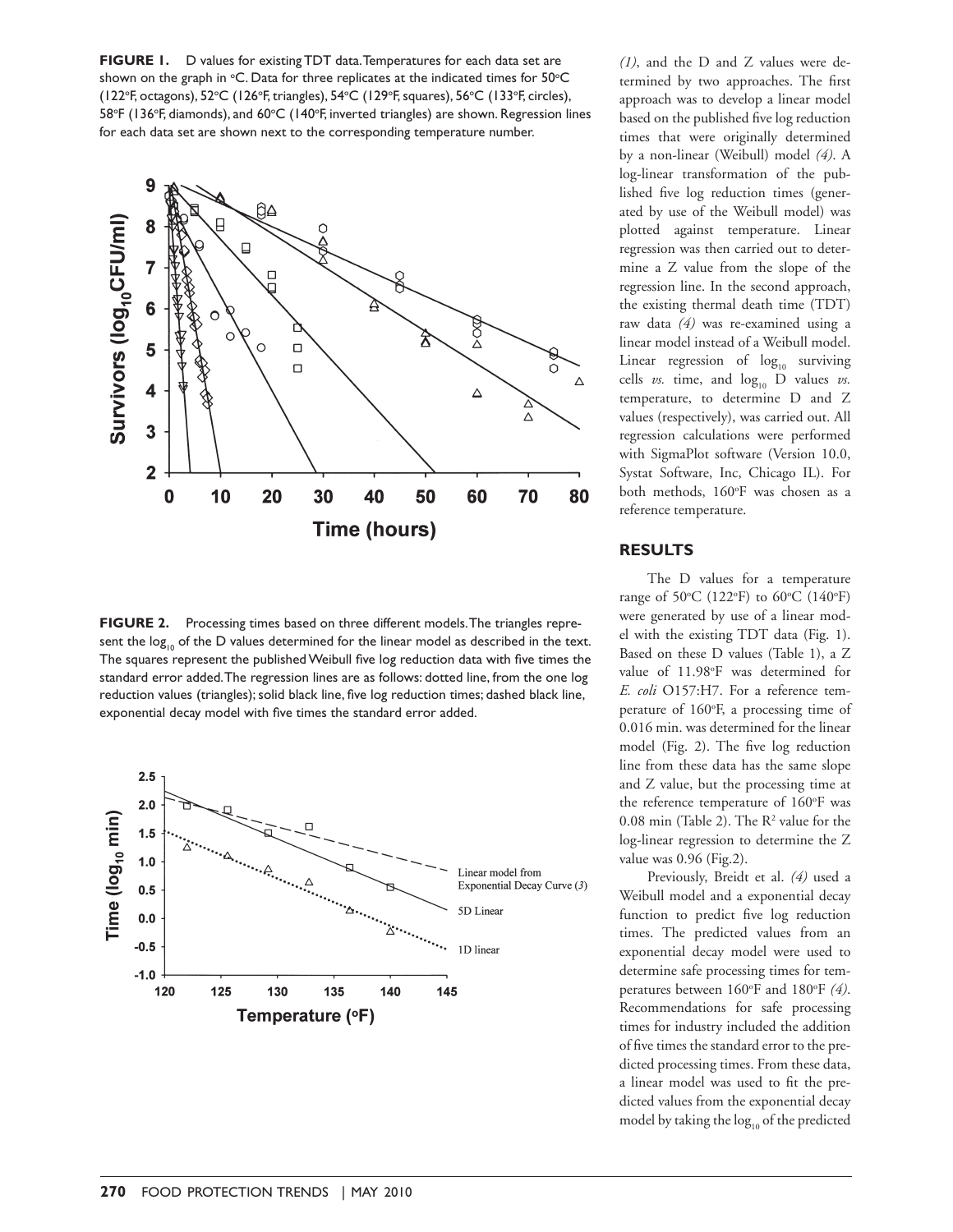**FIGURE 1.** D values for existing TDT data. Temperatures for each data set are shown on the graph in °C. Data for three replicates at the indicated times for 50°C (122°F, octagons), 52°C (126°F, triangles), 54°C (129°F, squares), 56°C (133°F, circles), 58°F (136°F, diamonds), and 60°C (140°F, inverted triangles) are shown. Regression lines for each data set are shown next to the corresponding temperature number.

**FIGURE 2.** Processing times based on three different models. The triangles represent the $\log_{10}$ of the D values determined for the linear model as described in the text. The squares represent the published Weibull five log reduction data with five times the standard error added. The regression lines are as follows: dotted line, from the one log reduction values (triangles); solid black line, five log reduction times; dashed black line, exponential decay model with five times the standard error added.

*(1)*, and the D and Z values were determined by two approaches. The first approach was to develop a linear model based on the published five log reduction times that were originally determined by a non-linear (Weibull) model *(4)*. A log-linear transformation of the published five log reduction times (generated by use of the Weibull model) was plotted against temperature. Linear regression was then carried out to determine a Z value from the slope of the regression line. In the second approach, the existing thermal death time (TDT) raw data *(4)* was re-examined using a linear model instead of a Weibull model. Linear regression of $\log_{10}$ surviving cells *vs.* time, and $\log_{10}$ D values *vs.* temperature, to determine D and Z values (respectively), was carried out. All regression calculations were performed with SigmaPlot software (Version 10.0, Systat Software, Inc, Chicago IL). For both methods, 160°F was chosen as a reference temperature.

## RESULTS

The D values for a temperature range of 50°C (122°F) to 60°C (140°F) were generated by use of a linear model with the existing TDT data (Fig. 1). Based on these D values (Table 1), a Z value of 11.98°F was determined for *E. coli* O157:H7. For a reference temperature of 160°F, a processing time of 0.016 min. was determined for the linear model (Fig. 2). The five log reduction line from these data has the same slope and Z value, but the processing time at the reference temperature of 160°F was 0.08 min (Table 2). The $R^2$ value for the log-linear regression to determine the Z value was 0.96 (Fig.2).

Previously, Breidt et al. *(4)* used a Weibull model and a exponential decay function to predict five log reduction times. The predicted values from an exponential decay model were used to determine safe processing times for temperatures between 160°F and 180°F *(4)*. Recommendations for safe processing times for industry included the addition of five times the standard error to the predicted processing times. From these data, a linear model was used to fit the predicted values from the exponential decay model by taking the $\log_{10}$ of the predicted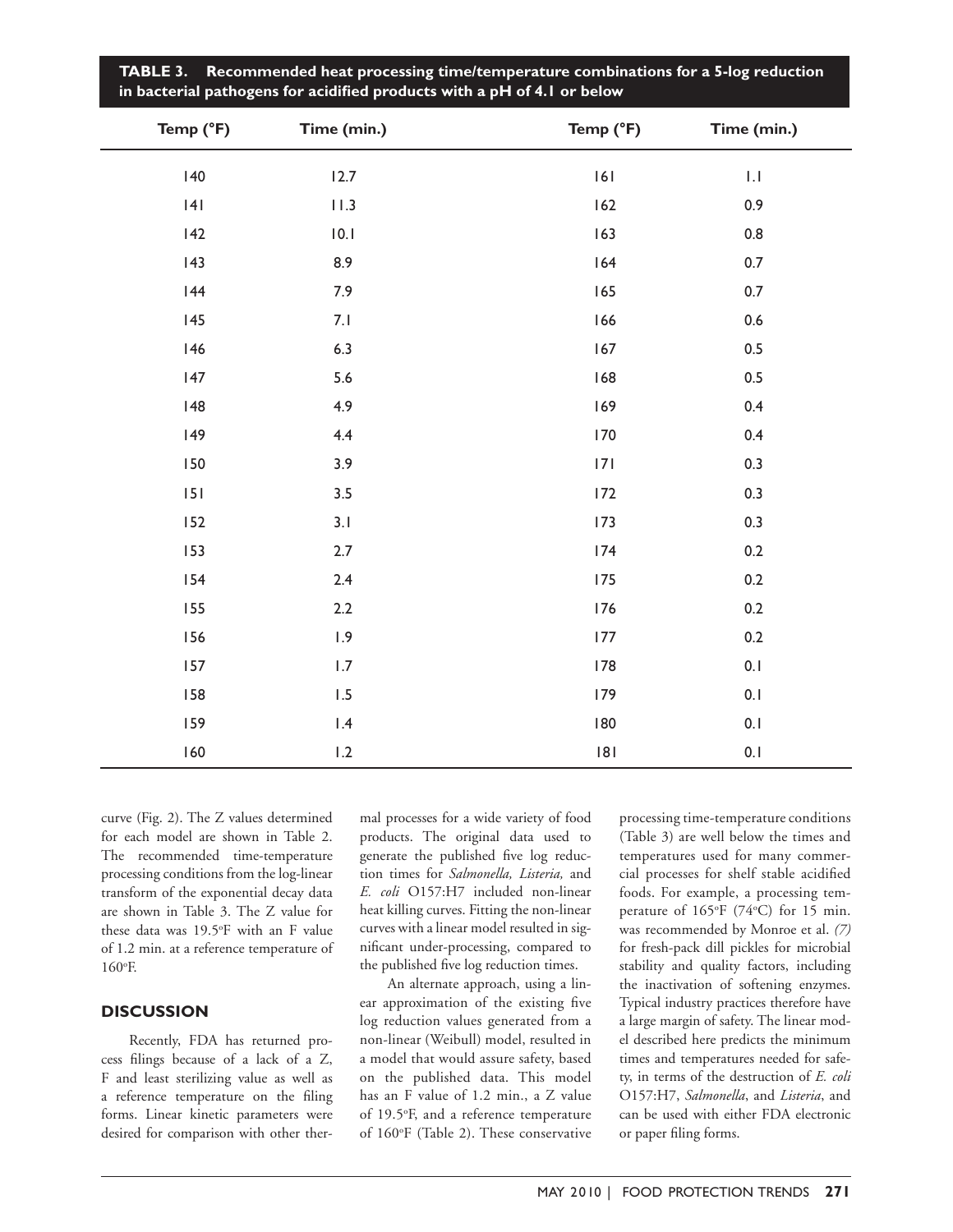**TABLE 3. Recommended heat processing time/temperature combinations for a 5-log reduction in bacterial pathogens for acidified products with a pH of 4.1 or below**

| Temp (°F) | Time (min.) | Temp (°F) | Time (min.) |
|---|---|---|---|
| 140 | 12.7 | 161 | 1.1 |
| 141 | 11.3 | 162 | 0.9 |
| 142 | 10.1 | 163 | 0.8 |
| 143 | 8.9 | 164 | 0.7 |
| 144 | 7.9 | 165 | 0.7 |
| 145 | 7.1 | 166 | 0.6 |
| 146 | 6.3 | 167 | 0.5 |
| 147 | 5.6 | 168 | 0.5 |
| 148 | 4.9 | 169 | 0.4 |
| 149 | 4.4 | 170 | 0.4 |
| 150 | 3.9 | 171 | 0.3 |
| 151 | 3.5 | 172 | 0.3 |
| 152 | 3.1 | 173 | 0.3 |
| 153 | 2.7 | 174 | 0.2 |
| 154 | 2.4 | 175 | 0.2 |
| 155 | 2.2 | 176 | 0.2 |
| 156 | 1.9 | 177 | 0.2 |
| 157 | 1.7 | 178 | 0.1 |
| 158 | 1.5 | 179 | 0.1 |
| 159 | 1.4 | 180 | 0.1 |
| 160 | 1.2 | 181 | 0.1 |

curve (Fig. 2). The Z values determined for each model are shown in Table 2. The recommended time-temperature processing conditions from the log-linear transform of the exponential decay data are shown in Table 3. The Z value for these data was 19.5°F with an F value of 1.2 min. at a reference temperature of 160°F.

## DISCUSSION

Recently, FDA has returned process filings because of a lack of a Z, F and least sterilizing value as well as a reference temperature on the filing forms. Linear kinetic parameters were desired for comparison with other thermal processes for a wide variety of food products. The original data used to generate the published five log reduction times for *Salmonella, Listeria,* and *E. coli* O157:H7 included non-linear heat killing curves. Fitting the non-linear curves with a linear model resulted in significant under-processing, compared to the published five log reduction times.

An alternate approach, using a linear approximation of the existing five log reduction values generated from a non-linear (Weibull) model, resulted in a model that would assure safety, based on the published data. This model has an F value of 1.2 min., a Z value of 19.5°F, and a reference temperature of 160°F (Table 2). These conservative processing time-temperature conditions (Table 3) are well below the times and temperatures used for many commercial processes for shelf stable acidified foods. For example, a processing temperature of 165°F (74°C) for 15 min. was recommended by Monroe et al. *(7)* for fresh-pack dill pickles for microbial stability and quality factors, including the inactivation of softening enzymes. Typical industry practices therefore have a large margin of safety. The linear model described here predicts the minimum times and temperatures needed for safety, in terms of the destruction of *E. coli* O157:H7, *Salmonella*, and *Listeria*, and can be used with either FDA electronic or paper filing forms.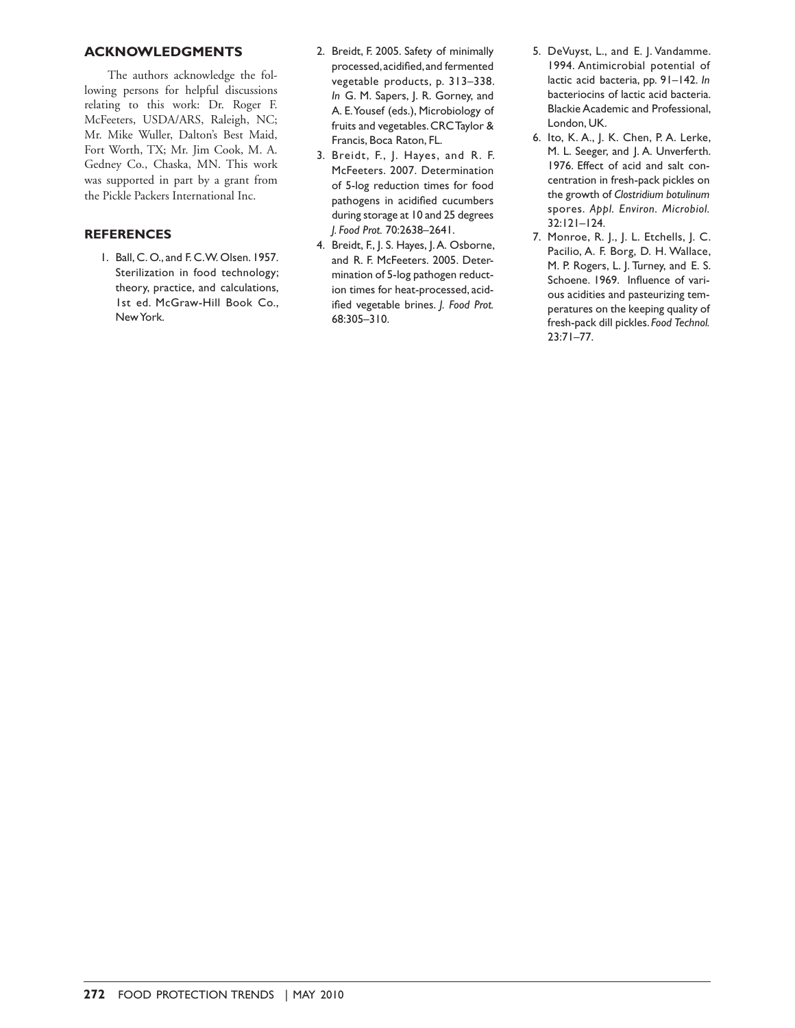## ACKNOWLEDGMENTS

The authors acknowledge the following persons for helpful discussions relating to this work: Dr. Roger F. McFeeters, USDA/ARS, Raleigh, NC; Mr. Mike Wuller, Dalton's Best Maid, Fort Worth, TX; Mr. Jim Cook, M. A. Gedney Co., Chaska, MN. This work was supported in part by a grant from the Pickle Packers International Inc.

## REFERENCES

1. Ball, C. O., and F. C. W. Olsen. 1957. Sterilization in food technology; theory, practice, and calculations, 1st ed. McGraw-Hill Book Co., New York.
2. Breidt, F. 2005. Safety of minimally processed, acidified, and fermented vegetable products, p. 313–338. *In* G. M. Sapers, J. R. Gorney, and A. E. Yousef (eds.), Microbiology of fruits and vegetables. CRC Taylor & Francis, Boca Raton, FL.
3. Breidt, F., J. Hayes, and R. F. McFeeters. 2007. Determination of 5-log reduction times for food pathogens in acidified cucumbers during storage at 10 and 25 degrees *J. Food Prot.* 70:2638–2641.
4. Breidt, F., J. S. Hayes, J. A. Osborne, and R. F. McFeeters. 2005. Determination of 5-log pathogen reduction times for heat-processed, acidified vegetable brines. *J. Food Prot.* 68:305–310.
5. DeVuyst, L., and E. J. Vandamme. 1994. Antimicrobial potential of lactic acid bacteria, pp. 91–142. *In* bacteriocins of lactic acid bacteria. Blackie Academic and Professional, London, UK.
6. Ito, K. A., J. K. Chen, P. A. Lerke, M. L. Seeger, and J. A. Unverferth. 1976. Effect of acid and salt concentration in fresh-pack pickles on the growth of *Clostridium botulinum* spores. *Appl. Environ. Microbiol.* 32:121–124.
7. Monroe, R. J., J. L. Etchells, J. C. Pacilio, A. F. Borg, D. H. Wallace, M. P. Rogers, L. J. Turney, and E. S. Schoene. 1969. Influence of various acidities and pasteurizing temperatures on the keeping quality of fresh-pack dill pickles. *Food Technol.* 23:71–77.